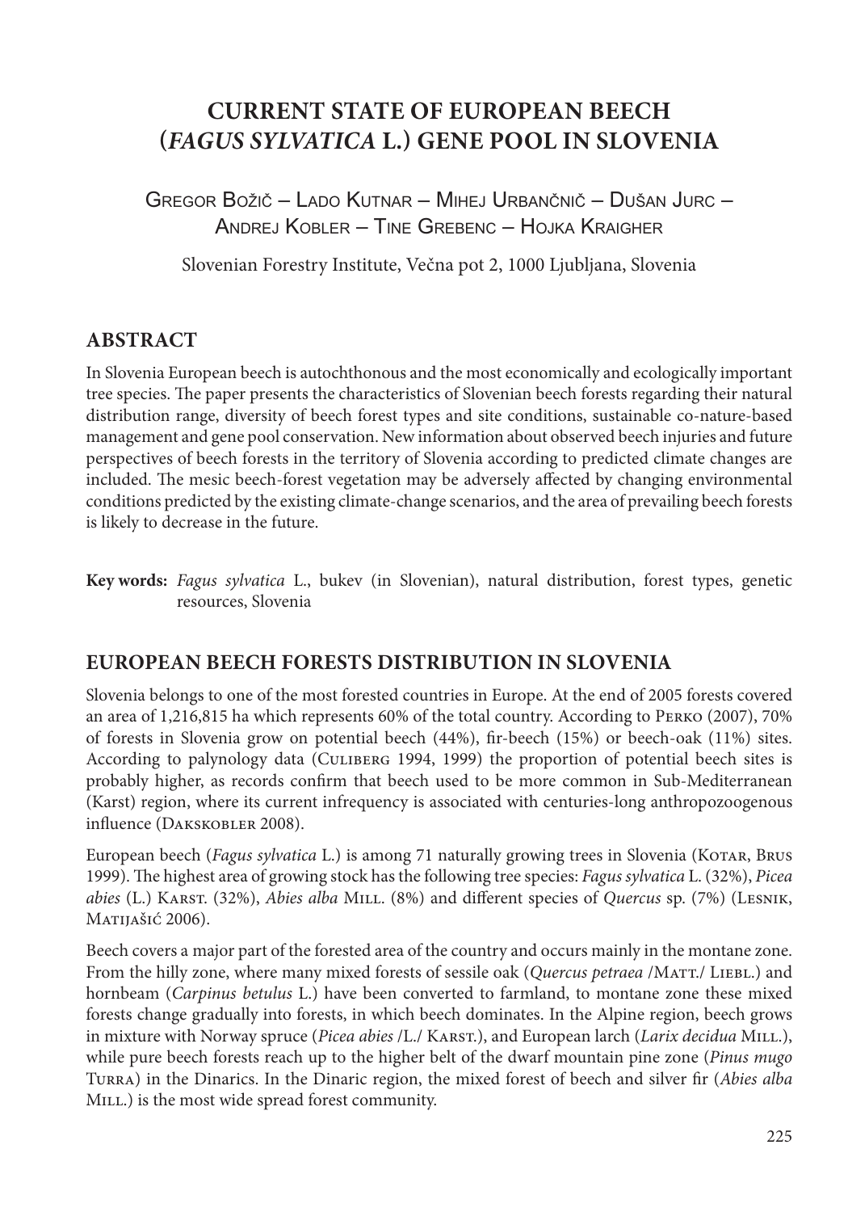# CURRENT STATE OF EUROPEAN BEECH (*FAGUS SYLVATICA* L.) GENE POOL IN SLOVENIA

Gregor Božič – Lado Kutnar – Mihej Urbančič – Dušan Jurc – Andrej Kobler – Tine Grebenc – Hojka Kraigher

Slovenian Forestry Institute, Večna pot 2, 1000 Ljubljana, Slovenia

## ABSTRACT

In Slovenia European beech is autochthonous and the most economically and ecologically important tree species. The paper presents the characteristics of Slovenian beech forests regarding their natural distribution range, diversity of beech forest types and site conditions, sustainable co-nature-based management and gene pool conservation. New information about observed beech injuries and future perspectives of beech forests in the territory of Slovenia according to predicted climate changes are included. The mesic beech-forest vegetation may be adversely affected by changing environmental conditions predicted by the existing climate-change scenarios, and the area of prevailing beech forests is likely to decrease in the future.

**Key words:** *Fagus sylvatica* L., bukev (in Slovenian), natural distribution, forest types, genetic resources, Slovenia

## EUROPEAN BEECH FORESTS DISTRIBUTION IN SLOVENIA

Slovenia belongs to one of the most forested countries in Europe. At the end of 2005 forests covered an area of 1,216,815 ha which represents 60% of the total country. According to Perko (2007), 70% of forests in Slovenia grow on potential beech (44%), fir-beech (15%) or beech-oak (11%) sites. According to palynology data (Culiberg 1994, 1999) the proportion of potential beech sites is probably higher, as records confirm that beech used to be more common in Sub-Mediterranean (Karst) region, where its current infrequency is associated with centuries-long anthropozoogenous influence (Dakskobler 2008).

European beech (*Fagus sylvatica* L.) is among 71 naturally growing trees in Slovenia (Kotar, Brus 1999). The highest area of growing stock has the following tree species: *Fagus sylvatica* L. (32%), *Picea abies* (L.) Karst. (32%), *Abies alba* Mill. (8%) and different species of *Quercus* sp. (7%) (Lesnik, Matijašić 2006).

Beech covers a major part of the forested area of the country and occurs mainly in the montane zone. From the hilly zone, where many mixed forests of sessile oak (*Quercus petraea* /Matt./ Liebl.) and hornbeam (*Carpinus betulus* L.) have been converted to farmland, to montane zone these mixed forests change gradually into forests, in which beech dominates. In the Alpine region, beech grows in mixture with Norway spruce (*Picea abies* /L./ Karst.), and European larch (*Larix decidua* Mill.), while pure beech forests reach up to the higher belt of the dwarf mountain pine zone (*Pinus mugo* Turra) in the Dinarics. In the Dinaric region, the mixed forest of beech and silver fir (*Abies alba* Mill.) is the most wide spread forest community.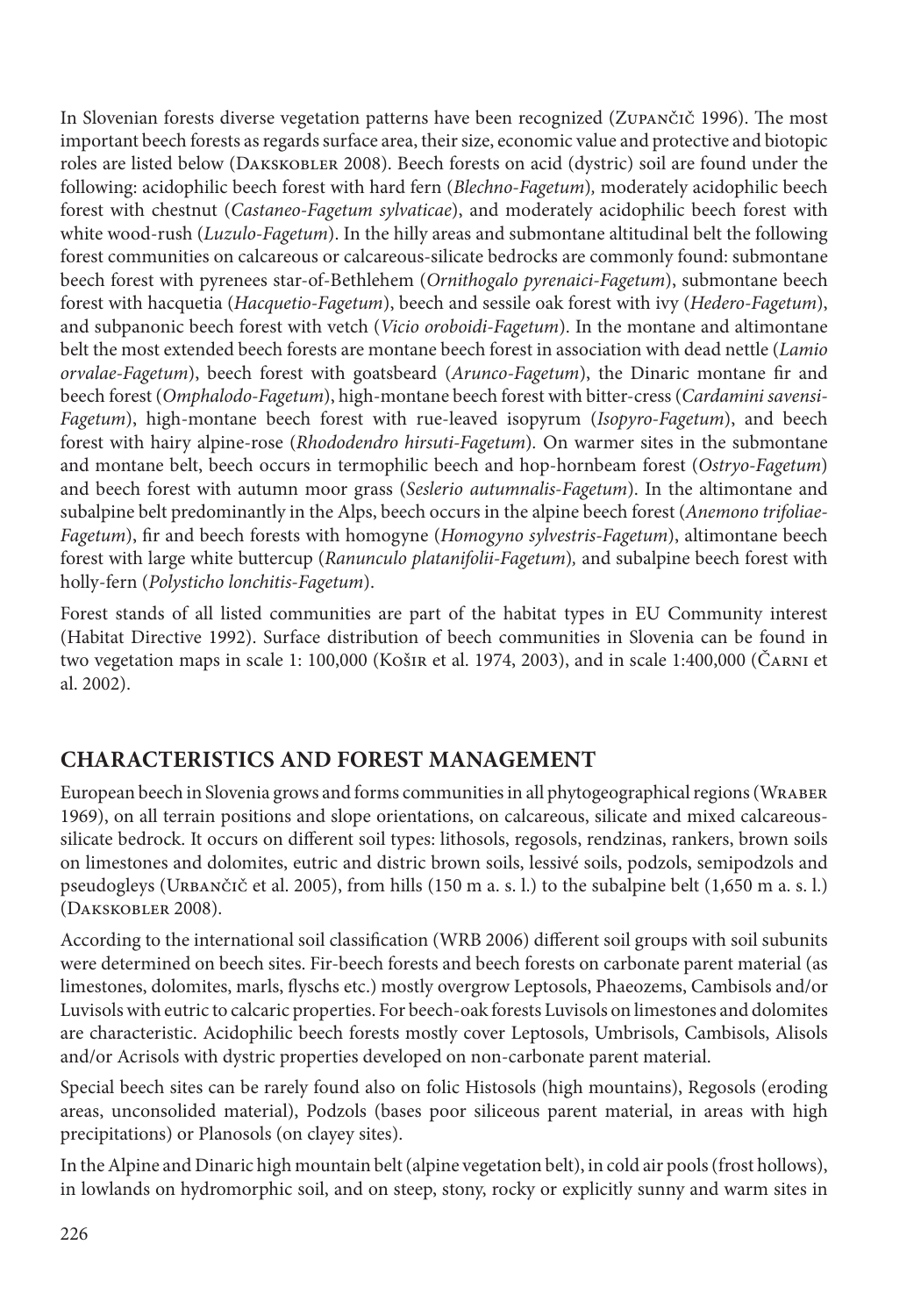In Slovenian forests diverse vegetation patterns have been recognized (Zupančič 1996). The most important beech forests as regards surface area, their size, economic value and protective and biotopic roles are listed below (Dakskobler 2008). Beech forests on acid (dystric) soil are found under the following: acidophilic beech forest with hard fern (*Blechno-Fagetum*), moderately acidophilic beech forest with chestnut (*Castaneo-Fagetum sylvaticae*), and moderately acidophilic beech forest with white wood-rush (*Luzulo-Fagetum*). In the hilly areas and submontane altitudinal belt the following forest communities on calcareous or calcareous-silicate bedrocks are commonly found: submontane beech forest with pyrenees star-of-Bethlehem (*Ornithogalo pyrenaici-Fagetum*), submontane beech forest with hacquetia (*Hacquetio-Fagetum*), beech and sessile oak forest with ivy (*Hedero-Fagetum*), and subpanonic beech forest with vetch (*Vicio oroboidi-Fagetum*). In the montane and altimontane belt the most extended beech forests are montane beech forest in association with dead nettle (*Lamio orvalae-Fagetum*), beech forest with goatsbeard (*Arunco-Fagetum*), the Dinaric montane fir and beech forest (*Omphalodo-Fagetum*), high-montane beech forest with bitter-cress (*Cardamini savensi-Fagetum*), high-montane beech forest with rue-leaved isopyrum (*Isopyro-Fagetum*), and beech forest with hairy alpine-rose (*Rhododendro hirsuti-Fagetum*). On warmer sites in the submontane and montane belt, beech occurs in termophilic beech and hop-hornbeam forest (*Ostryo-Fagetum*) and beech forest with autumn moor grass (*Seslerio autumnalis-Fagetum*). In the altimontane and subalpine belt predominantly in the Alps, beech occurs in the alpine beech forest (*Anemono trifoliae-Fagetum*), fir and beech forests with homogyne (*Homogyno sylvestris-Fagetum*), altimontane beech forest with large white buttercup (*Ranunculo platanifolii-Fagetum*), and subalpine beech forest with holly-fern (*Polysticho lonchitis-Fagetum*).

Forest stands of all listed communities are part of the habitat types in EU Community interest (Habitat Directive 1992). Surface distribution of beech communities in Slovenia can be found in two vegetation maps in scale 1: 100,000 (Košir et al. 1974, 2003), and in scale 1:400,000 (Čarni et al. 2002).

## CHARACTERISTICS AND FOREST MANAGEMENT

European beech in Slovenia grows and forms communities in all phytogeographical regions (Wraber 1969), on all terrain positions and slope orientations, on calcareous, silicate and mixed calcareous-silicate bedrock. It occurs on different soil types: lithosols, regosols, rendzinas, rankers, brown soils on limestones and dolomites, eutric and distric brown soils, lessivé soils, podzols, semipodzols and pseudogleys (Urbančič et al. 2005), from hills (150 m a. s. l.) to the subalpine belt (1,650 m a. s. l.) (Dakskobler 2008).

According to the international soil classification (WRB 2006) different soil groups with soil subunits were determined on beech sites. Fir-beech forests and beech forests on carbonate parent material (as limestones, dolomites, marls, flyschs etc.) mostly overgrow Leptosols, Phaeozems, Cambisols and/or Luvisols with eutric to calcaric properties. For beech-oak forests Luvisols on limestones and dolomites are characteristic. Acidophilic beech forests mostly cover Leptosols, Umbrisols, Cambisols, Alisols and/or Acrisols with dystric properties developed on non-carbonate parent material.

Special beech sites can be rarely found also on folic Histosols (high mountains), Regosols (eroding areas, unconsolided material), Podzols (bases poor siliceous parent material, in areas with high precipitations) or Planosols (on clayey sites).

In the Alpine and Dinaric high mountain belt (alpine vegetation belt), in cold air pools (frost hollows), in lowlands on hydromorphic soil, and on steep, stony, rocky or explicitly sunny and warm sites in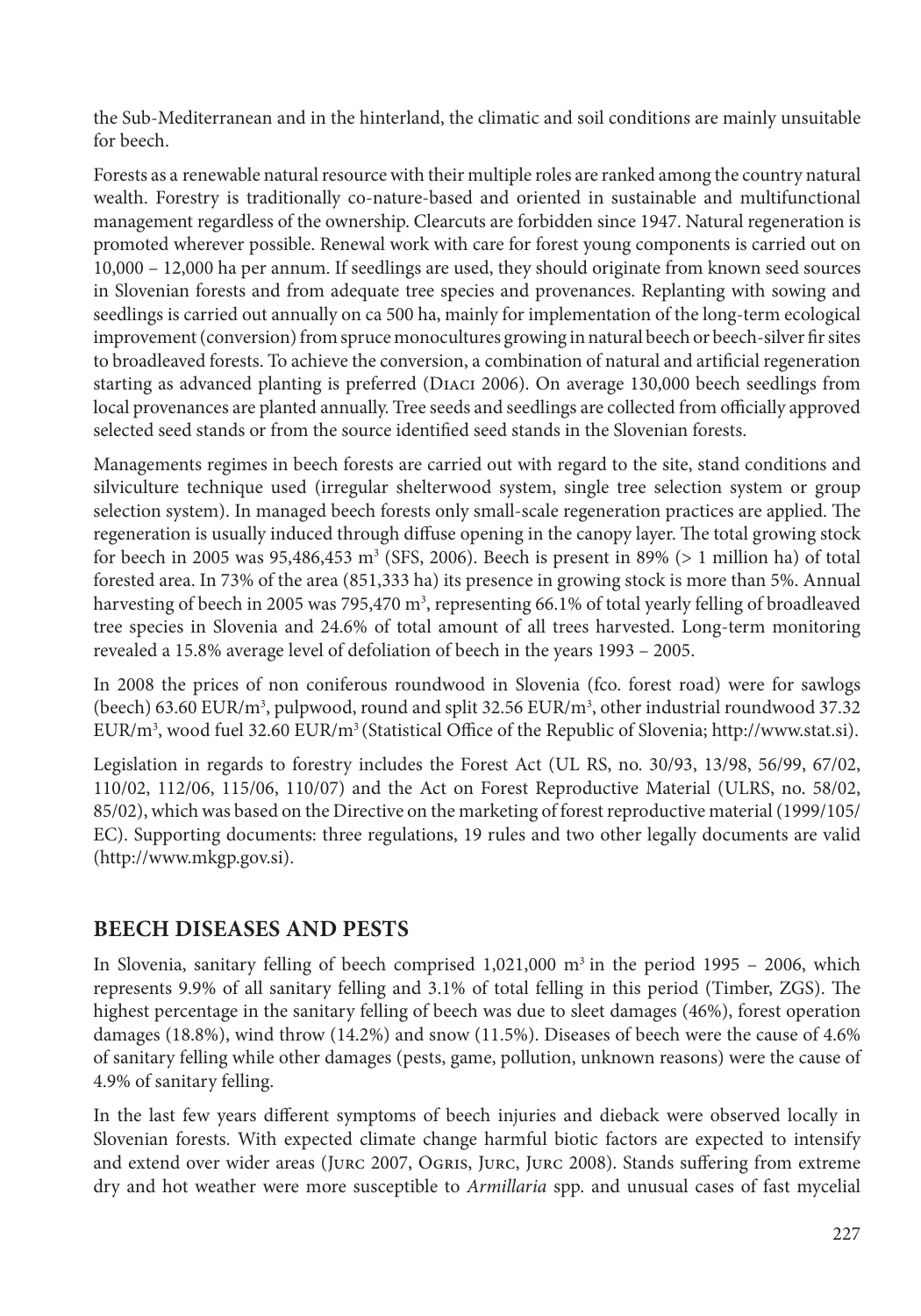the Sub-Mediterranean and in the hinterland, the climatic and soil conditions are mainly unsuitable for beech.

Forests as a renewable natural resource with their multiple roles are ranked among the country natural wealth. Forestry is traditionally co-nature-based and oriented in sustainable and multifunctional management regardless of the ownership. Clearcuts are forbidden since 1947. Natural regeneration is promoted wherever possible. Renewal work with care for forest young components is carried out on 10,000 – 12,000 ha per annum. If seedlings are used, they should originate from known seed sources in Slovenian forests and from adequate tree species and provenances. Replanting with sowing and seedlings is carried out annually on ca 500 ha, mainly for implementation of the long-term ecological improvement (conversion) from spruce monocultures growing in natural beech or beech-silver fir sites to broadleaved forests. To achieve the conversion, a combination of natural and artificial regeneration starting as advanced planting is preferred (Diaci 2006). On average 130,000 beech seedlings from local provenances are planted annually. Tree seeds and seedlings are collected from officially approved selected seed stands or from the source identified seed stands in the Slovenian forests.

Managements regimes in beech forests are carried out with regard to the site, stand conditions and silviculture technique used (irregular shelterwood system, single tree selection system or group selection system). In managed beech forests only small-scale regeneration practices are applied. The regeneration is usually induced through diffuse opening in the canopy layer. The total growing stock for beech in 2005 was 95,486,453 m$^3$ (SFS, 2006). Beech is present in 89% (> 1 million ha) of total forested area. In 73% of the area (851,333 ha) its presence in growing stock is more than 5%. Annual harvesting of beech in 2005 was 795,470 m$^3$, representing 66.1% of total yearly felling of broadleaved tree species in Slovenia and 24.6% of total amount of all trees harvested. Long-term monitoring revealed a 15.8% average level of defoliation of beech in the years 1993 – 2005.

In 2008 the prices of non coniferous roundwood in Slovenia (fco. forest road) were for sawlogs (beech) 63.60 EUR/m$^3$, pulpwood, round and split 32.56 EUR/m$^3$, other industrial roundwood 37.32 EUR/m$^3$, wood fuel 32.60 EUR/m$^3$ (Statistical Office of the Republic of Slovenia; http://www.stat.si).

Legislation in regards to forestry includes the Forest Act (UL RS, no. 30/93, 13/98, 56/99, 67/02, 110/02, 112/06, 115/06, 110/07) and the Act on Forest Reproductive Material (ULRS, no. 58/02, 85/02), which was based on the Directive on the marketing of forest reproductive material (1999/105/EC). Supporting documents: three regulations, 19 rules and two other legally documents are valid (http://www.mkgp.gov.si).

## BEECH DISEASES AND PESTS

In Slovenia, sanitary felling of beech comprised 1,021,000 m$^3$ in the period 1995 – 2006, which represents 9.9% of all sanitary felling and 3.1% of total felling in this period (Timber, ZGS). The highest percentage in the sanitary felling of beech was due to sleet damages (46%), forest operation damages (18.8%), wind throw (14.2%) and snow (11.5%). Diseases of beech were the cause of 4.6% of sanitary felling while other damages (pests, game, pollution, unknown reasons) were the cause of 4.9% of sanitary felling.

In the last few years different symptoms of beech injuries and dieback were observed locally in Slovenian forests. With expected climate change harmful biotic factors are expected to intensify and extend over wider areas (Jurc 2007, Ogris, Jurc, Jurc 2008). Stands suffering from extreme dry and hot weather were more susceptible to *Armillaria* spp. and unusual cases of fast mycelial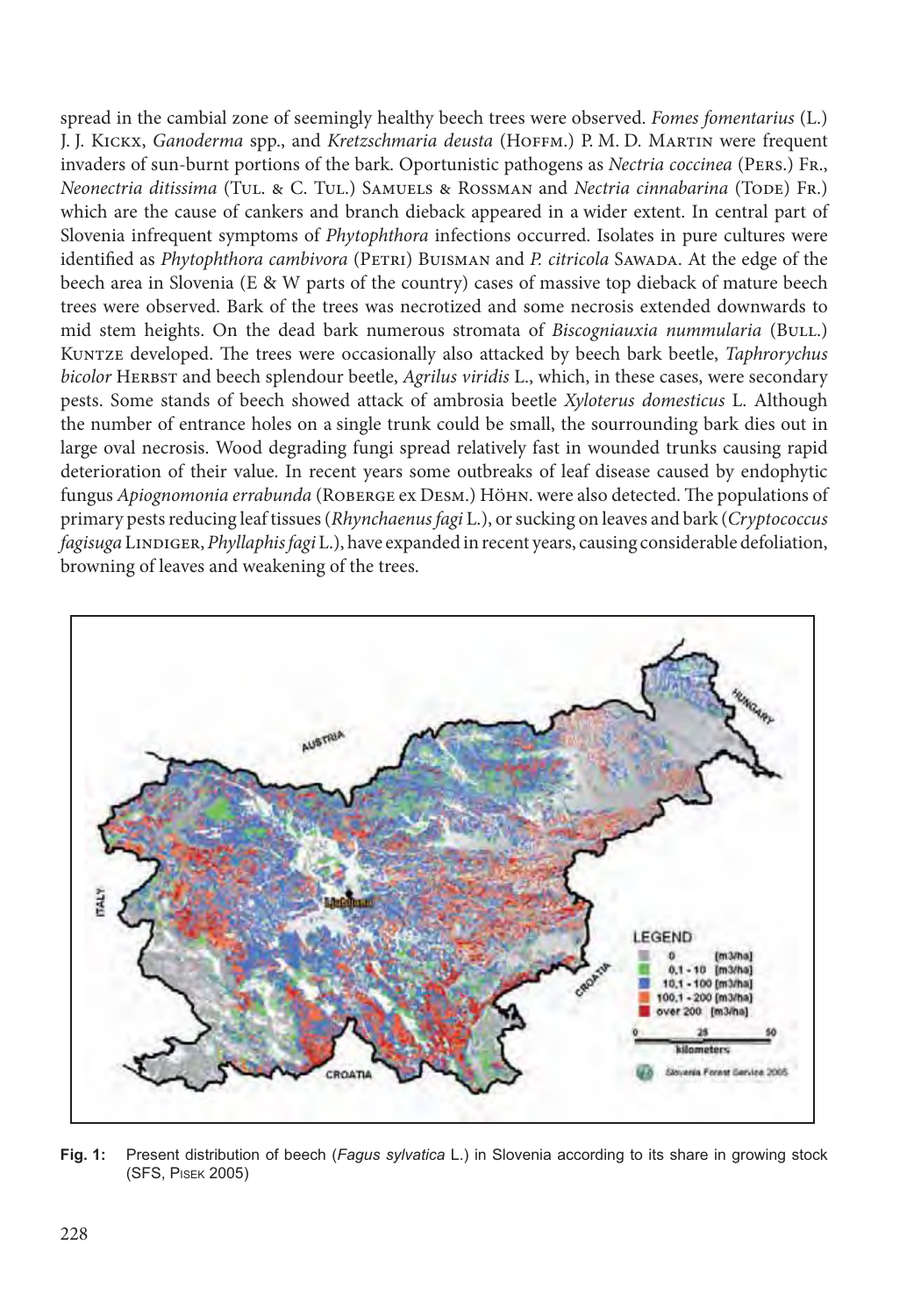spread in the cambial zone of seemingly healthy beech trees were observed. *Fomes fomentarius* (L.) J. J. Kickx, *Ganoderma* spp., and *Kretzschmaria deusta* (Hoffm.) P. M. D. Martin were frequent invaders of sun-burnt portions of the bark. Oportunistic pathogens as *Nectria coccinea* (Pers.) Fr., *Neonectria ditissima* (Tul. & C. Tul.) Samuels & Rossman and *Nectria cinnabarina* (Tode) Fr.) which are the cause of cankers and branch dieback appeared in a wider extent. In central part of Slovenia infrequent symptoms of *Phytophthora* infections occurred. Isolates in pure cultures were identified as *Phytophthora cambivora* (Petri) Buisman and *P. citricola* Sawada. At the edge of the beech area in Slovenia (E & W parts of the country) cases of massive top dieback of mature beech trees were observed. Bark of the trees was necrotized and some necrosis extended downwards to mid stem heights. On the dead bark numerous stromata of *Biscogniauxia nummularia* (Bull.) Kuntze developed. The trees were occasionally also attacked by beech bark beetle, *Taphrorychus bicolor* Herbst and beech splendour beetle, *Agrilus viridis* L., which, in these cases, were secondary pests. Some stands of beech showed attack of ambrosia beetle *Xyloterus domesticus* L. Although the number of entrance holes on a single trunk could be small, the sourrounding bark dies out in large oval necrosis. Wood degrading fungi spread relatively fast in wounded trunks causing rapid deterioration of their value. In recent years some outbreaks of leaf disease caused by endophytic fungus *Apiognomonia errabunda* (Roberge ex Desm.) Höhn. were also detected. The populations of primary pests reducing leaf tissues (*Rhynchaenus fagi* L.), or sucking on leaves and bark (*Cryptococcus fagisuga* Lindiger, *Phyllaphis fagi* L.), have expanded in recent years, causing considerable defoliation, browning of leaves and weakening of the trees.

**Fig. 1:** Present distribution of beech (*Fagus sylvatica* L.) in Slovenia according to its share in growing stock (SFS, Pisek 2005)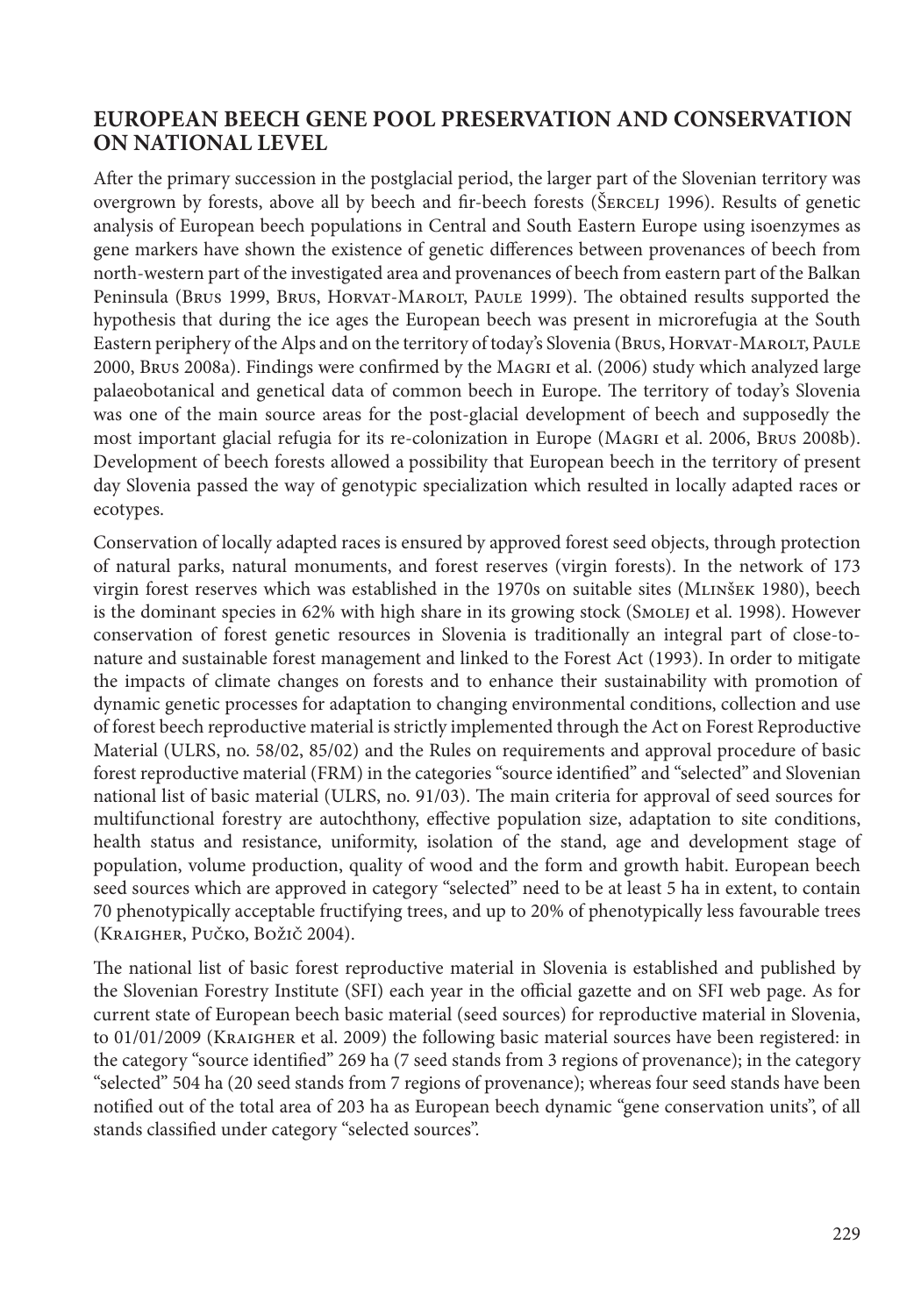## EUROPEAN BEECH GENE POOL PRESERVATION AND CONSERVATION ON NATIONAL LEVEL

After the primary succession in the postglacial period, the larger part of the Slovenian territory was overgrown by forests, above all by beech and fir-beech forests (Šercelj 1996). Results of genetic analysis of European beech populations in Central and South Eastern Europe using isoenzymes as gene markers have shown the existence of genetic differences between provenances of beech from north-western part of the investigated area and provenances of beech from eastern part of the Balkan Peninsula (Brus 1999, Brus, Horvat-Marolt, Paule 1999). The obtained results supported the hypothesis that during the ice ages the European beech was present in microrefugia at the South Eastern periphery of the Alps and on the territory of today's Slovenia (Brus, Horvat-Marolt, Paule 2000, Brus 2008a). Findings were confirmed by the Magri et al. (2006) study which analyzed large palaeobotanical and genetical data of common beech in Europe. The territory of today's Slovenia was one of the main source areas for the post-glacial development of beech and supposedly the most important glacial refugia for its re-colonization in Europe (Magri et al. 2006, Brus 2008b). Development of beech forests allowed a possibility that European beech in the territory of present day Slovenia passed the way of genotypic specialization which resulted in locally adapted races or ecotypes.

Conservation of locally adapted races is ensured by approved forest seed objects, through protection of natural parks, natural monuments, and forest reserves (virgin forests). In the network of 173 virgin forest reserves which was established in the 1970s on suitable sites (Mlinšek 1980), beech is the dominant species in 62% with high share in its growing stock (Smolej et al. 1998). However conservation of forest genetic resources in Slovenia is traditionally an integral part of close-to-nature and sustainable forest management and linked to the Forest Act (1993). In order to mitigate the impacts of climate changes on forests and to enhance their sustainability with promotion of dynamic genetic processes for adaptation to changing environmental conditions, collection and use of forest beech reproductive material is strictly implemented through the Act on Forest Reproductive Material (ULRS, no. 58/02, 85/02) and the Rules on requirements and approval procedure of basic forest reproductive material (FRM) in the categories "source identified" and "selected" and Slovenian national list of basic material (ULRS, no. 91/03). The main criteria for approval of seed sources for multifunctional forestry are autochthony, effective population size, adaptation to site conditions, health status and resistance, uniformity, isolation of the stand, age and development stage of population, volume production, quality of wood and the form and growth habit. European beech seed sources which are approved in category "selected" need to be at least 5 ha in extent, to contain 70 phenotypically acceptable fructifying trees, and up to 20% of phenotypically less favourable trees (Kraigher, Pučko, Božič 2004).

The national list of basic forest reproductive material in Slovenia is established and published by the Slovenian Forestry Institute (SFI) each year in the official gazette and on SFI web page. As for current state of European beech basic material (seed sources) for reproductive material in Slovenia, to 01/01/2009 (Kraigher et al. 2009) the following basic material sources have been registered: in the category "source identified" 269 ha (7 seed stands from 3 regions of provenance); in the category "selected" 504 ha (20 seed stands from 7 regions of provenance); whereas four seed stands have been notified out of the total area of 203 ha as European beech dynamic "gene conservation units", of all stands classified under category "selected sources".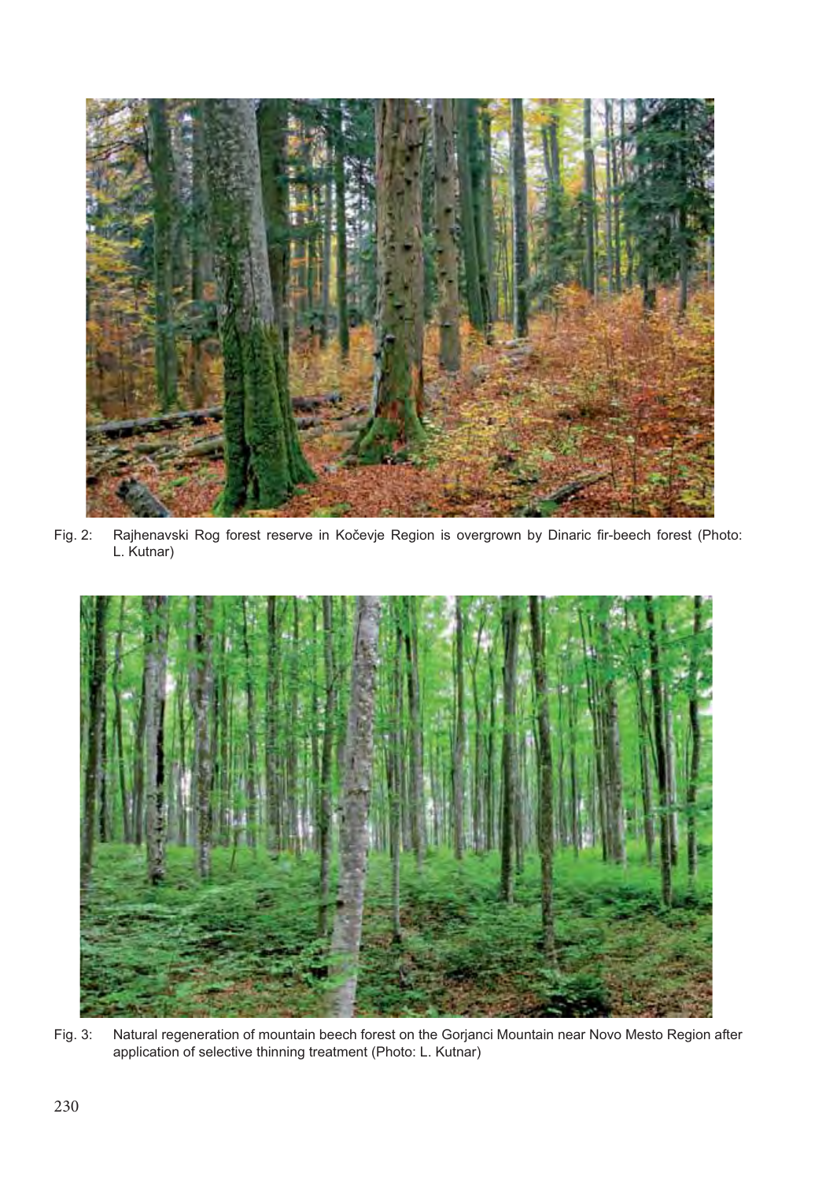Fig. 2: Rajhenavski Rog forest reserve in Kočevje Region is overgrown by Dinaric fir-beech forest (Photo: L. Kutnar)

Fig. 3: Natural regeneration of mountain beech forest on the Gorjanci Mountain near Novo Mesto Region after application of selective thinning treatment (Photo: L. Kutnar)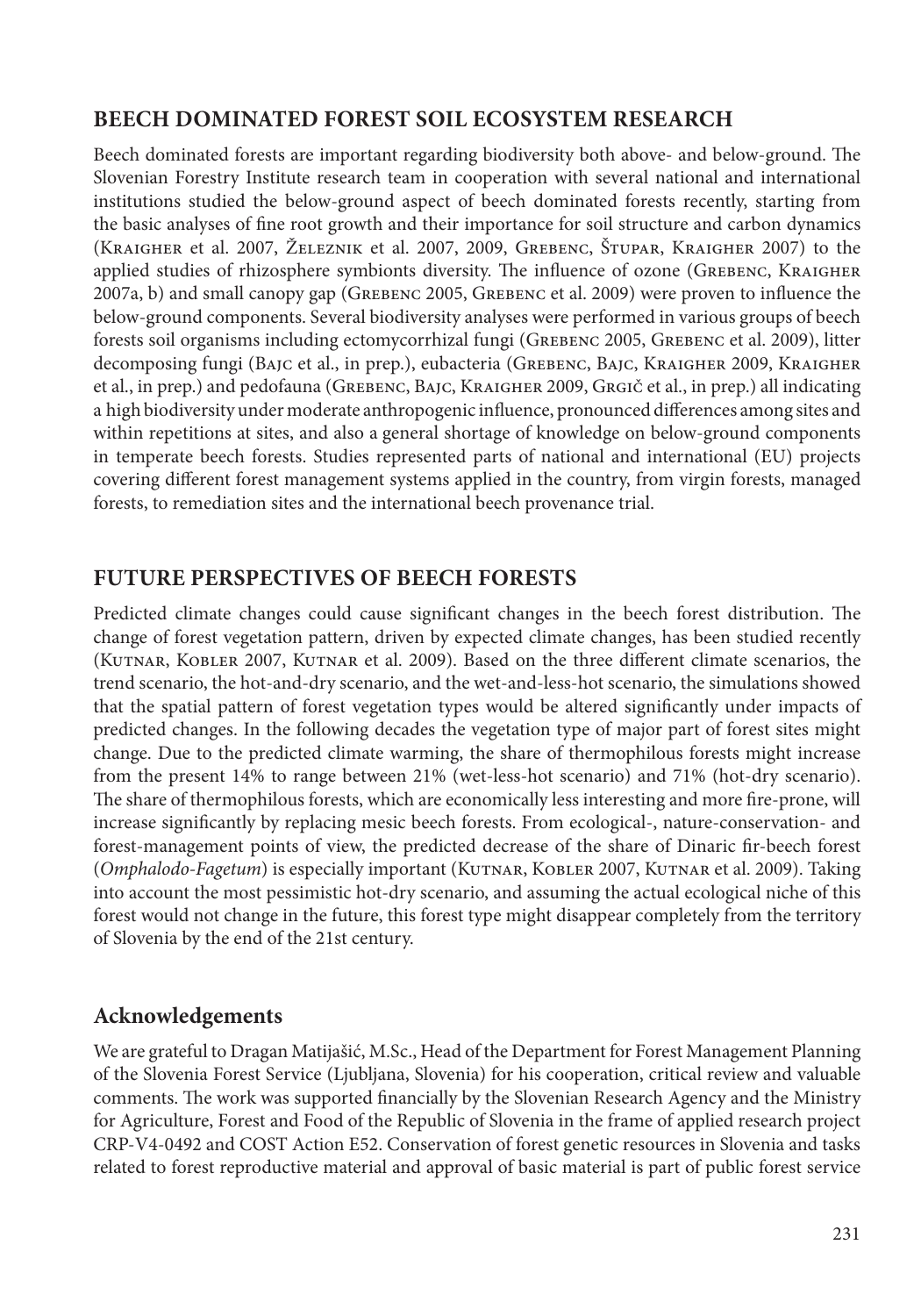## BEECH DOMINATED FOREST SOIL ECOSYSTEM RESEARCH

Beech dominated forests are important regarding biodiversity both above- and below-ground. The Slovenian Forestry Institute research team in cooperation with several national and international institutions studied the below-ground aspect of beech dominated forests recently, starting from the basic analyses of fine root growth and their importance for soil structure and carbon dynamics (Kraigher et al. 2007, Železnik et al. 2007, 2009, Grebenc, Štupar, Kraigher 2007) to the applied studies of rhizosphere symbionts diversity. The influence of ozone (Grebenc, Kraigher 2007a, b) and small canopy gap (Grebenc 2005, Grebenc et al. 2009) were proven to influence the below-ground components. Several biodiversity analyses were performed in various groups of beech forests soil organisms including ectomycorrhizal fungi (Grebenc 2005, Grebenc et al. 2009), litter decomposing fungi (Bajc et al., in prep.), eubacteria (Grebenc, Bajc, Kraigher 2009, Kraigher et al., in prep.) and pedofauna (Grebenc, Bajc, Kraigher 2009, Grgič et al., in prep.) all indicating a high biodiversity under moderate anthropogenic influence, pronounced differences among sites and within repetitions at sites, and also a general shortage of knowledge on below-ground components in temperate beech forests. Studies represented parts of national and international (EU) projects covering different forest management systems applied in the country, from virgin forests, managed forests, to remediation sites and the international beech provenance trial.

## FUTURE PERSPECTIVES OF BEECH FORESTS

Predicted climate changes could cause significant changes in the beech forest distribution. The change of forest vegetation pattern, driven by expected climate changes, has been studied recently (Kutnar, Kobler 2007, Kutnar et al. 2009). Based on the three different climate scenarios, the trend scenario, the hot-and-dry scenario, and the wet-and-less-hot scenario, the simulations showed that the spatial pattern of forest vegetation types would be altered significantly under impacts of predicted changes. In the following decades the vegetation type of major part of forest sites might change. Due to the predicted climate warming, the share of thermophilous forests might increase from the present 14% to range between 21% (wet-less-hot scenario) and 71% (hot-dry scenario). The share of thermophilous forests, which are economically less interesting and more fire-prone, will increase significantly by replacing mesic beech forests. From ecological-, nature-conservation- and forest-management points of view, the predicted decrease of the share of Dinaric fir-beech forest (*Omphalodo-Fagetum*) is especially important (Kutnar, Kobler 2007, Kutnar et al. 2009). Taking into account the most pessimistic hot-dry scenario, and assuming the actual ecological niche of this forest would not change in the future, this forest type might disappear completely from the territory of Slovenia by the end of the 21st century.

## Acknowledgements

We are grateful to Dragan Matijašić, M.Sc., Head of the Department for Forest Management Planning of the Slovenia Forest Service (Ljubljana, Slovenia) for his cooperation, critical review and valuable comments. The work was supported financially by the Slovenian Research Agency and the Ministry for Agriculture, Forest and Food of the Republic of Slovenia in the frame of applied research project CRP-V4-0492 and COST Action E52. Conservation of forest genetic resources in Slovenia and tasks related to forest reproductive material and approval of basic material is part of public forest service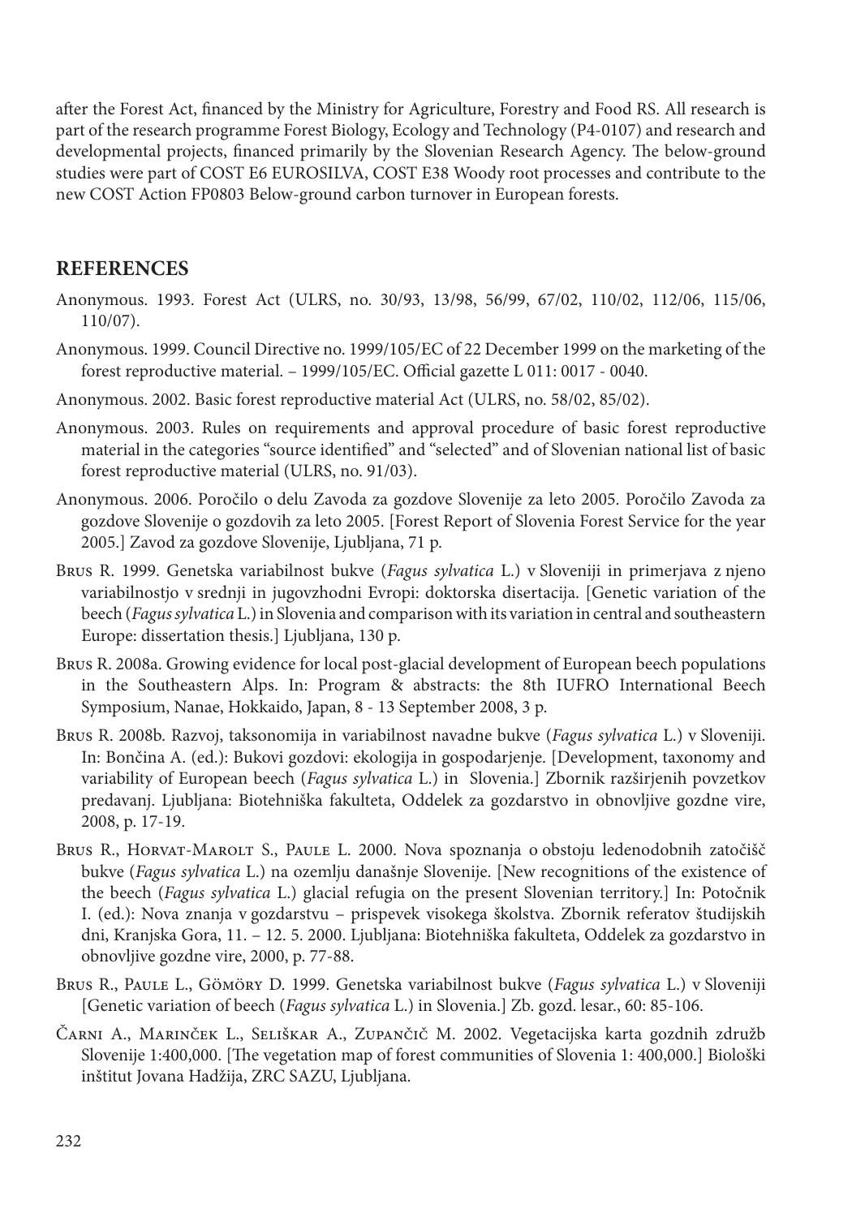after the Forest Act, financed by the Ministry for Agriculture, Forestry and Food RS. All research is part of the research programme Forest Biology, Ecology and Technology (P4-0107) and research and developmental projects, financed primarily by the Slovenian Research Agency. The below-ground studies were part of COST E6 EUROSILVA, COST E38 Woody root processes and contribute to the new COST Action FP0803 Below-ground carbon turnover in European forests.

## REFERENCES

Anonymous. 1993. Forest Act (ULRS, no. 30/93, 13/98, 56/99, 67/02, 110/02, 112/06, 115/06, 110/07).

Anonymous. 1999. Council Directive no. 1999/105/EC of 22 December 1999 on the marketing of the forest reproductive material. – 1999/105/EC. Official gazette L 011: 0017 - 0040.

Anonymous. 2002. Basic forest reproductive material Act (ULRS, no. 58/02, 85/02).

Anonymous. 2003. Rules on requirements and approval procedure of basic forest reproductive material in the categories "source identified" and "selected" and of Slovenian national list of basic forest reproductive material (ULRS, no. 91/03).

Anonymous. 2006. Poročilo o delu Zavoda za gozdove Slovenije za leto 2005. Poročilo Zavoda za gozdove Slovenije o gozdovih za leto 2005. [Forest Report of Slovenia Forest Service for the year 2005.] Zavod za gozdove Slovenije, Ljubljana, 71 p.

Brus R. 1999. Genetska variabilnost bukve (*Fagus sylvatica* L.) v Sloveniji in primerjava z njeno variabilnostjo v srednji in jugovzhodni Evropi: doktorska disertacija. [Genetic variation of the beech (*Fagus sylvatica* L.) in Slovenia and comparison with its variation in central and southeastern Europe: dissertation thesis.] Ljubljana, 130 p.

Brus R. 2008a. Growing evidence for local post-glacial development of European beech populations in the Southeastern Alps. In: Program & abstracts: the 8th IUFRO International Beech Symposium, Nanae, Hokkaido, Japan, 8 - 13 September 2008, 3 p.

Brus R. 2008b. Razvoj, taksonomija in variabilnost navadne bukve (*Fagus sylvatica* L.) v Sloveniji. In: Bončina A. (ed.): Bukovi gozdovi: ekologija in gospodarjenje. [Development, taxonomy and variability of European beech (*Fagus sylvatica* L.) in Slovenia.] Zbornik razširjenih povzetkov predavanj. Ljubljana: Biotehniška fakulteta, Oddelek za gozdarstvo in obnovljive gozdne vire, 2008, p. 17-19.

Brus R., Horvat-Marolt S., Paule L. 2000. Nova spoznanja o obstoju ledenodobnih zatočišč bukve (*Fagus sylvatica* L.) na ozemlju današnje Slovenije. [New recognitions of the existence of the beech (*Fagus sylvatica* L.) glacial refugia on the present Slovenian territory.] In: Potočnik I. (ed.): Nova znanja v gozdarstvu – prispevek visokega školstva. Zbornik referatov študijskih dni, Kranjska Gora, 11. – 12. 5. 2000. Ljubljana: Biotehniška fakulteta, Oddelek za gozdarstvo in obnovljive gozdne vire, 2000, p. 77-88.

Brus R., Paule L., Gömöry D. 1999. Genetska variabilnost bukve (*Fagus sylvatica* L.) v Sloveniji [Genetic variation of beech (*Fagus sylvatica* L.) in Slovenia.] Zb. gozd. lesar., 60: 85-106.

Čarni A., Marinček L., Seliškar A., Zupančič M. 2002. Vegetacijska karta gozdnih združb Slovenije 1:400,000. [The vegetation map of forest communities of Slovenia 1: 400,000.] Biološki inštitut Jovana Hadžija, ZRC SAZU, Ljubljana.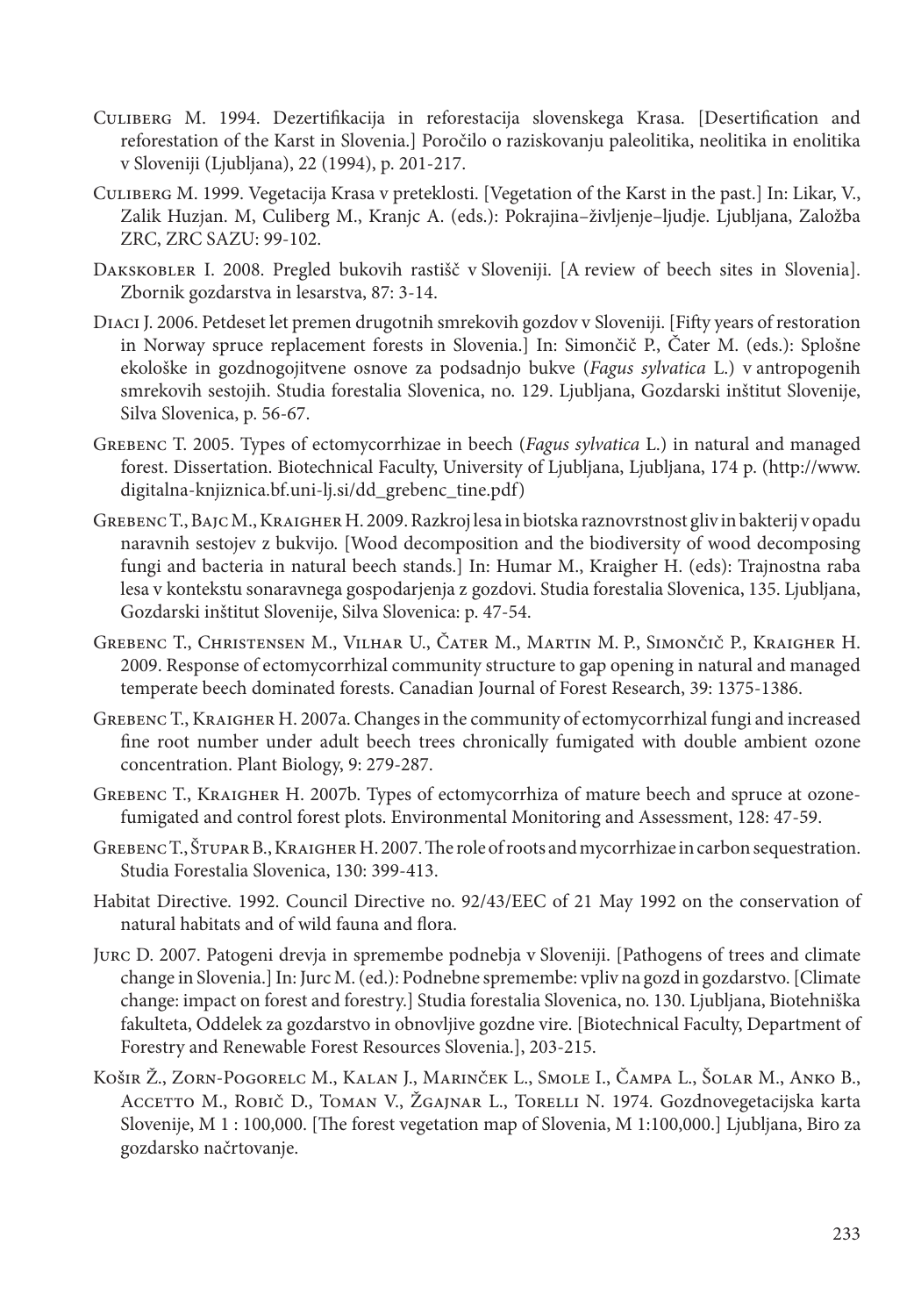Culiberg M. 1994. Dezertifikacija in reforestacija slovenskega Krasa. [Desertification and reforestation of the Karst in Slovenia.] Poročilo o raziskovanju paleolitika, neolitika in enolitika v Sloveniji (Ljubljana), 22 (1994), p. 201-217.

Culiberg M. 1999. Vegetacija Krasa v preteklosti. [Vegetation of the Karst in the past.] In: Likar, V., Zalik Huzjan. M, Culiberg M., Kranjc A. (eds.): Pokrajina–življenje–ljudje. Ljubljana, Založba ZRC, ZRC SAZU: 99-102.

Dakskobler I. 2008. Pregled bukovih rastišč v Sloveniji. [A review of beech sites in Slovenia]. Zbornik gozdarstva in lesarstva, 87: 3-14.

Diaci J. 2006. Petdeset let premen drugotnih smrekovih gozdov v Sloveniji. [Fifty years of restoration in Norway spruce replacement forests in Slovenia.] In: Simončič P., Čater M. (eds.): Splošne ekološke in gozdnogojitvene osnove za podsadnjo bukve (*Fagus sylvatica* L.) v antropogenih smrekovih sestojih. Studia forestalia Slovenica, no. 129. Ljubljana, Gozdarski inštitut Slovenije, Silva Slovenica, p. 56-67.

Grebenc T. 2005. Types of ectomycorrhizae in beech (*Fagus sylvatica* L.) in natural and managed forest. Dissertation. Biotechnical Faculty, University of Ljubljana, Ljubljana, 174 p. (http://www.digitalna-knjiznica.bf.uni-lj.si/dd_grebenc_tine.pdf)

Grebenc T., Bajc M., Kraigher H. 2009. Razkroj lesa in biotska raznovrstnost gliv in bakterij v opadu naravnih sestojev z bukvijo. [Wood decomposition and the biodiversity of wood decomposing fungi and bacteria in natural beech stands.] In: Humar M., Kraigher H. (eds): Trajnostna raba lesa v kontekstu sonaravnega gospodarjenja z gozdovi. Studia forestalia Slovenica, 135. Ljubljana, Gozdarski inštitut Slovenije, Silva Slovenica: p. 47-54.

Grebenc T., Christensen M., Vilhar U., Čater M., Martin M. P., Simončič P., Kraigher H. 2009. Response of ectomycorrhizal community structure to gap opening in natural and managed temperate beech dominated forests. Canadian Journal of Forest Research, 39: 1375-1386.

Grebenc T., Kraigher H. 2007a. Changes in the community of ectomycorrhizal fungi and increased fine root number under adult beech trees chronically fumigated with double ambient ozone concentration. Plant Biology, 9: 279-287.

Grebenc T., Kraigher H. 2007b. Types of ectomycorrhiza of mature beech and spruce at ozone-fumigated and control forest plots. Environmental Monitoring and Assessment, 128: 47-59.

Grebenc T., Štupar B., Kraigher H. 2007. The role of roots and mycorrhizae in carbon sequestration. Studia Forestalia Slovenica, 130: 399-413.

Habitat Directive. 1992. Council Directive no. 92/43/EEC of 21 May 1992 on the conservation of natural habitats and of wild fauna and flora.

Jurc D. 2007. Patogeni drevja in spremembe podnebja v Sloveniji. [Pathogens of trees and climate change in Slovenia.] In: Jurc M. (ed.): Podnebne spremembe: vpliv na gozd in gozdarstvo. [Climate change: impact on forest and forestry.] Studia forestalia Slovenica, no. 130. Ljubljana, Biotehniška fakulteta, Oddelek za gozdarstvo in obnovljive gozdne vire. [Biotechnical Faculty, Department of Forestry and Renewable Forest Resources Slovenia.], 203-215.

Košir Ž., Zorn-Pogorelc M., Kalan J., Marinček L., Smole I., Čampa L., Šolar M., Anko B., Accetto M., Robič D., Toman V., Žgajnar L., Torelli N. 1974. Gozdnovegetacijska karta Slovenije, M 1 : 100,000. [The forest vegetation map of Slovenia, M 1:100,000.] Ljubljana, Biro za gozdarsko načrtovanje.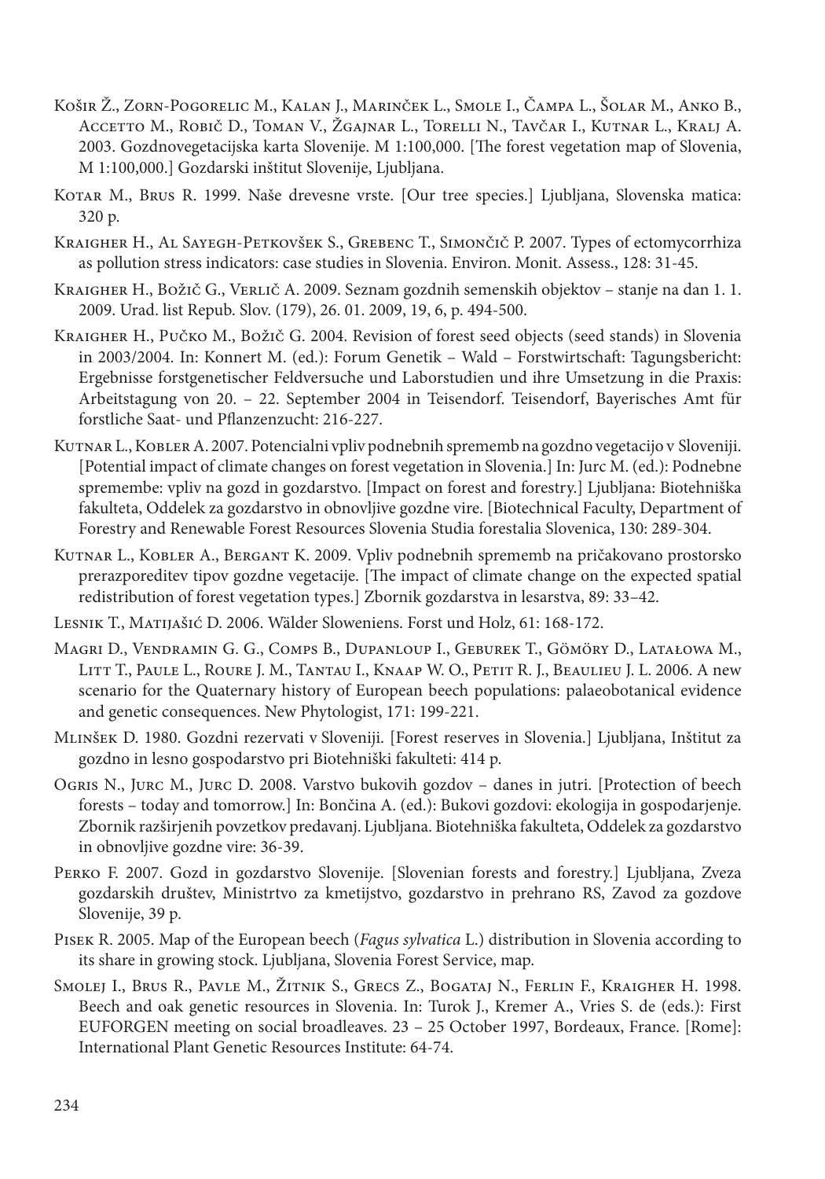Košir Ž., Zorn-Pogorelic M., Kalan J., Marinček L., Smole I., Čampa L., Šolar M., Anko B., Accetto M., Robič D., Toman V., Žgajnar L., Torelli N., Tavčar I., Kutnar L., Kralj A. 2003. Gozdnovegetacijska karta Slovenije. M 1:100,000. [The forest vegetation map of Slovenia, M 1:100,000.] Gozdarski inštitut Slovenije, Ljubljana.

Kotar M., Brus R. 1999. Naše drevesne vrste. [Our tree species.] Ljubljana, Slovenska matica: 320 p.

Kraigher H., Al Sayegh-Petkovšek S., Grebenc T., Simončič P. 2007. Types of ectomycorrhiza as pollution stress indicators: case studies in Slovenia. Environ. Monit. Assess., 128: 31-45.

Kraigher H., Božič G., Verlič A. 2009. Seznam gozdnih semenskih objektov – stanje na dan 1. 1. 2009. Urad. list Repub. Slov. (179), 26. 01. 2009, 19, 6, p. 494-500.

Kraigher H., Pučko M., Božič G. 2004. Revision of forest seed objects (seed stands) in Slovenia in 2003/2004. In: Konnert M. (ed.): Forum Genetik – Wald – Forstwirtschaft: Tagungsbericht: Ergebnisse forstgenetischer Feldversuche und Laborstudien und ihre Umsetzung in die Praxis: Arbeitstagung von 20. – 22. September 2004 in Teisendorf. Teisendorf, Bayerisches Amt für forstliche Saat- und Pflanzenzucht: 216-227.

Kutnar L., Kobler A. 2007. Potencialni vpliv podnebnih sprememb na gozdno vegetacijo v Sloveniji. [Potential impact of climate changes on forest vegetation in Slovenia.] In: Jurc M. (ed.): Podnebne spremembe: vpliv na gozd in gozdarstvo. [Impact on forest and forestry.] Ljubljana: Biotehniška fakulteta, Oddelek za gozdarstvo in obnovljive gozdne vire. [Biotechnical Faculty, Department of Forestry and Renewable Forest Resources Slovenia Studia forestalia Slovenica, 130: 289-304.

Kutnar L., Kobler A., Bergant K. 2009. Vpliv podnebnih sprememb na pričakovano prostorsko prerazporeditev tipov gozdne vegetacije. [The impact of climate change on the expected spatial redistribution of forest vegetation types.] Zbornik gozdarstva in lesarstva, 89: 33–42.

Lesnik T., Matijašić D. 2006. Wälder Sloweniens. Forst und Holz, 61: 168-172.

Magri D., Vendramin G. G., Comps B., Dupanloup I., Geburek T., Gömöry D., Latałowa M., Litt T., Paule L., Roure J. M., Tantau I., Knaap W. O., Petit R. J., Beaulieu J. L. 2006. A new scenario for the Quaternary history of European beech populations: palaeobotanical evidence and genetic consequences. New Phytologist, 171: 199-221.

Mlinšek D. 1980. Gozdni rezervati v Sloveniji. [Forest reserves in Slovenia.] Ljubljana, Inštitut za gozdno in lesno gospodarstvo pri Biotehniški fakulteti: 414 p.

Ogris N., Jurc M., Jurc D. 2008. Varstvo bukovih gozdov – danes in jutri. [Protection of beech forests – today and tomorrow.] In: Bončina A. (ed.): Bukovi gozdovi: ekologija in gospodarjenje. Zbornik razširjenih povzetkov predavanj. Ljubljana. Biotehniška fakulteta, Oddelek za gozdarstvo in obnovljive gozdne vire: 36-39.

Perko F. 2007. Gozd in gozdarstvo Slovenije. [Slovenian forests and forestry.] Ljubljana, Zveza gozdarskih društev, Ministrtvo za kmetijstvo, gozdarstvo in prehrano RS, Zavod za gozdove Slovenije, 39 p.

Pisek R. 2005. Map of the European beech (*Fagus sylvatica* L.) distribution in Slovenia according to its share in growing stock. Ljubljana, Slovenia Forest Service, map.

Smolej I., Brus R., Pavle M., Žitnik S., Grecs Z., Bogataj N., Ferlin F., Kraigher H. 1998. Beech and oak genetic resources in Slovenia. In: Turok J., Kremer A., Vries S. de (eds.): First EUFORGEN meeting on social broadleaves. 23 – 25 October 1997, Bordeaux, France. [Rome]: International Plant Genetic Resources Institute: 64-74.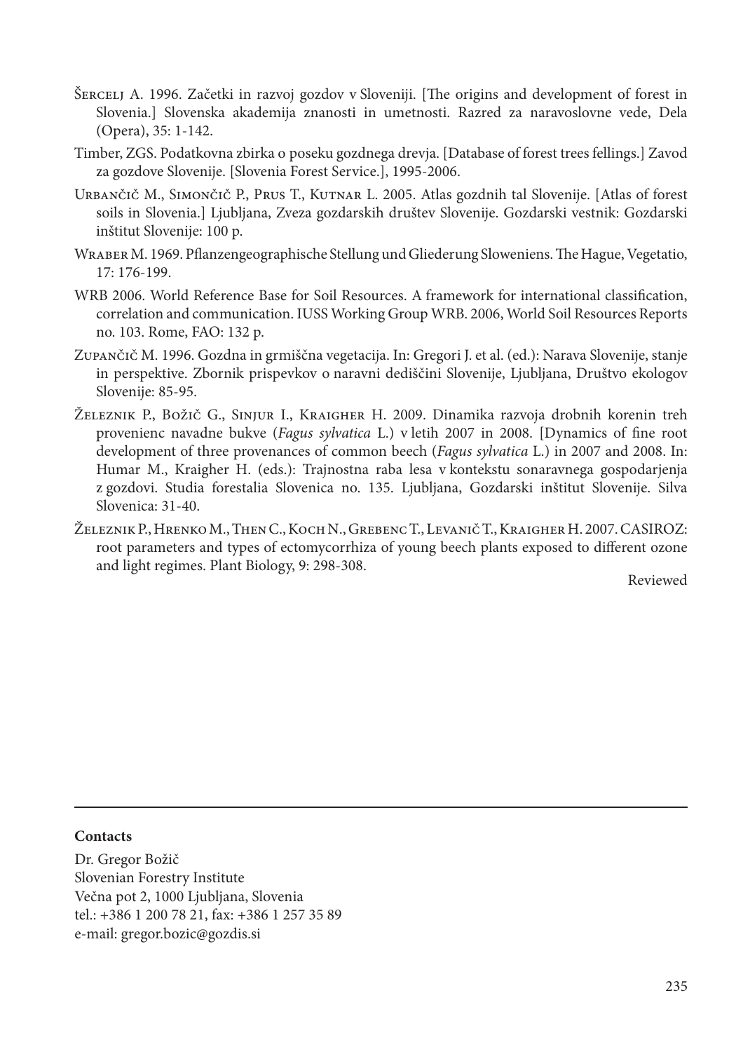Šercelj A. 1996. Začetki in razvoj gozdov v Sloveniji. [The origins and development of forest in Slovenia.] Slovenska akademija znanosti in umetnosti. Razred za naravoslovne vede, Dela (Opera), 35: 1-142.

Timber, ZGS. Podatkovna zbirka o poseku gozdnega drevja. [Database of forest trees fellings.] Zavod za gozdove Slovenije. [Slovenia Forest Service.], 1995-2006.

Urbančič M., Simončič P., Prus T., Kutnar L. 2005. Atlas gozdnih tal Slovenije. [Atlas of forest soils in Slovenia.] Ljubljana, Zveza gozdarskih društev Slovenije. Gozdarski vestnik: Gozdarski inštitut Slovenije: 100 p.

Wraber M. 1969. Pflanzengeographische Stellung und Gliederung Sloweniens. The Hague, Vegetatio, 17: 176-199.

WRB 2006. World Reference Base for Soil Resources. A framework for international classification, correlation and communication. IUSS Working Group WRB. 2006, World Soil Resources Reports no. 103. Rome, FAO: 132 p.

Zupančič M. 1996. Gozdna in grmiščna vegetacija. In: Gregori J. et al. (ed.): Narava Slovenije, stanje in perspektive. Zbornik prispevkov o naravni dediščini Slovenije, Ljubljana, Društvo ekologov Slovenije: 85-95.

Železnik P., Božič G., Sinjur I., Kraigher H. 2009. Dinamika razvoja drobnih korenin treh provenienc navadne bukve (*Fagus sylvatica* L.) v letih 2007 in 2008. [Dynamics of fine root development of three provenances of common beech (*Fagus sylvatica* L.) in 2007 and 2008. In: Humar M., Kraigher H. (eds.): Trajnostna raba lesa v kontekstu sonaravnega gospodarjenja z gozdovi. Studia forestalia Slovenica no. 135. Ljubljana, Gozdarski inštitut Slovenije. Silva Slovenica: 31-40.

Železnik P., Hrenko M., Then C., Koch N., Grebenc T., Levanič T., Kraigher H. 2007. CASIROZ: root parameters and types of ectomycorrhiza of young beech plants exposed to different ozone and light regimes. Plant Biology, 9: 298-308.

Reviewed

---

**Contacts**

Dr. Gregor Božič
Slovenian Forestry Institute
Večna pot 2, 1000 Ljubljana, Slovenia
tel.: +386 1 200 78 21, fax: +386 1 257 35 89
e-mail: gregor.bozic@gozdis.si